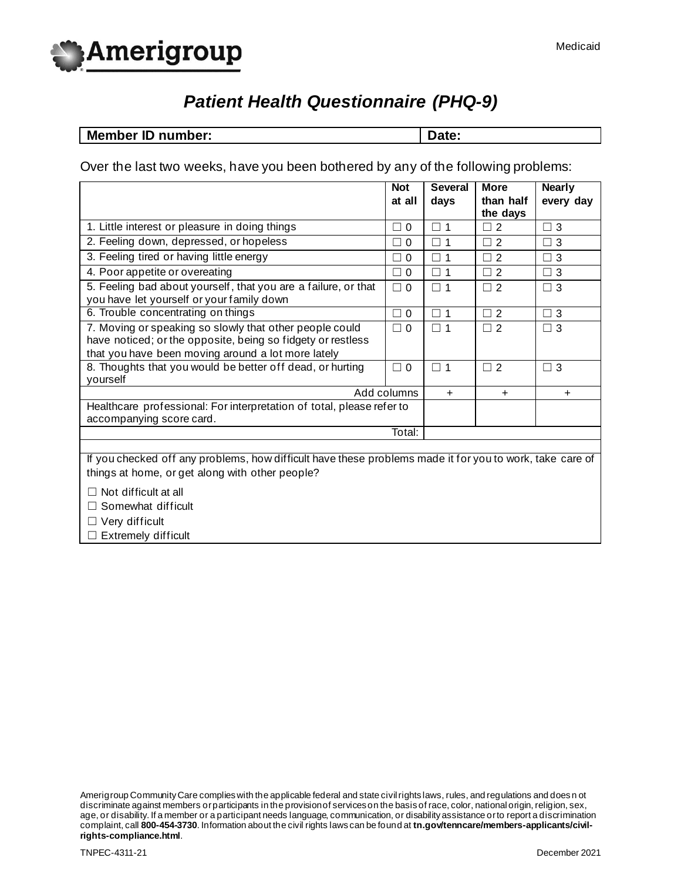Amerigroup

Medicaid

# *Patient Health Questionnaire (PHQ-9)*

| **Member ID number:** | **Date:** |
|---|---|

Over the last two weeks, have you been bothered by any of the following problems:

| | **Not at all** | **Several days** | **More than half the days** | **Nearly every day** |
|---|---|---|---|---|
| 1. Little interest or pleasure in doing things | ☐ 0 | ☐ 1 | ☐ 2 | ☐ 3 |
| 2. Feeling down, depressed, or hopeless | ☐ 0 | ☐ 1 | ☐ 2 | ☐ 3 |
| 3. Feeling tired or having little energy | ☐ 0 | ☐ 1 | ☐ 2 | ☐ 3 |
| 4. Poor appetite or overeating | ☐ 0 | ☐ 1 | ☐ 2 | ☐ 3 |
| 5. Feeling bad about yourself, that you are a failure, or that you have let yourself or your family down | ☐ 0 | ☐ 1 | ☐ 2 | ☐ 3 |
| 6. Trouble concentrating on things | ☐ 0 | ☐ 1 | ☐ 2 | ☐ 3 |
| 7. Moving or speaking so slowly that other people could have noticed; or the opposite, being so fidgety or restless that you have been moving around a lot more lately | ☐ 0 | ☐ 1 | ☐ 2 | ☐ 3 |
| 8. Thoughts that you would be better off dead, or hurting yourself | ☐ 0 | ☐ 1 | ☐ 2 | ☐ 3 |
| Add columns | | + | + | + |
| Healthcare professional: For interpretation of total, please refer to accompanying score card. | | | | |
| Total: | | | | |

If you checked off any problems, how difficult have these problems made it for you to work, take care of things at home, or get along with other people?

☐ Not difficult at all
☐ Somewhat difficult
☐ Very difficult
☐ Extremely difficult

Amerigroup Community Care complies with the applicable federal and state civil rights laws, rules, and regulations and does not discriminate against members or participants in the provision of services on the basis of race, color, national origin, religion, sex, age, or disability. If a member or a participant needs language, communication, or disability assistance or to report a discrimination complaint, call **800-454-3730**. Information about the civil rights laws can be found at **tn.gov/tenncare/members-applicants/civil-rights-compliance.html**.

TNPEC-4311-21

December 2021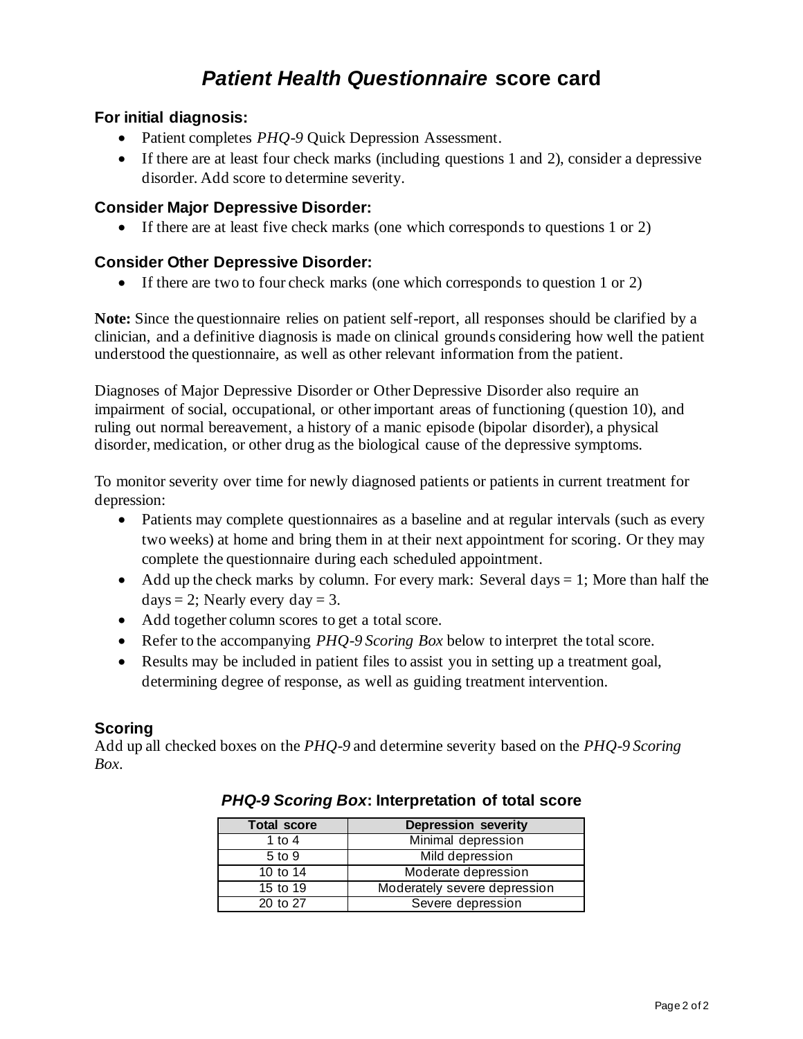# *Patient Health Questionnaire* score card

### For initial diagnosis:

- Patient completes *PHQ-9* Quick Depression Assessment.
- If there are at least four check marks (including questions 1 and 2), consider a depressive disorder. Add score to determine severity.

### Consider Major Depressive Disorder:

- If there are at least five check marks (one which corresponds to questions 1 or 2)

### Consider Other Depressive Disorder:

- If there are two to four check marks (one which corresponds to question 1 or 2)

**Note:** Since the questionnaire relies on patient self-report, all responses should be clarified by a clinician, and a definitive diagnosis is made on clinical grounds considering how well the patient understood the questionnaire, as well as other relevant information from the patient.

Diagnoses of Major Depressive Disorder or Other Depressive Disorder also require an impairment of social, occupational, or other important areas of functioning (question 10), and ruling out normal bereavement, a history of a manic episode (bipolar disorder), a physical disorder, medication, or other drug as the biological cause of the depressive symptoms.

To monitor severity over time for newly diagnosed patients or patients in current treatment for depression:

- Patients may complete questionnaires as a baseline and at regular intervals (such as every two weeks) at home and bring them in at their next appointment for scoring. Or they may complete the questionnaire during each scheduled appointment.
- Add up the check marks by column. For every mark: Several days = 1; More than half the days = 2; Nearly every day = 3.
- Add together column scores to get a total score.
- Refer to the accompanying *PHQ-9 Scoring Box* below to interpret the total score.
- Results may be included in patient files to assist you in setting up a treatment goal, determining degree of response, as well as guiding treatment intervention.

### Scoring

Add up all checked boxes on the *PHQ-9* and determine severity based on the *PHQ-9 Scoring Box*.

***PHQ-9 Scoring Box*: Interpretation of total score**

| Total score | Depression severity |
|---|---|
| 1 to 4 | Minimal depression |
| 5 to 9 | Mild depression |
| 10 to 14 | Moderate depression |
| 15 to 19 | Moderately severe depression |
| 20 to 27 | Severe depression |